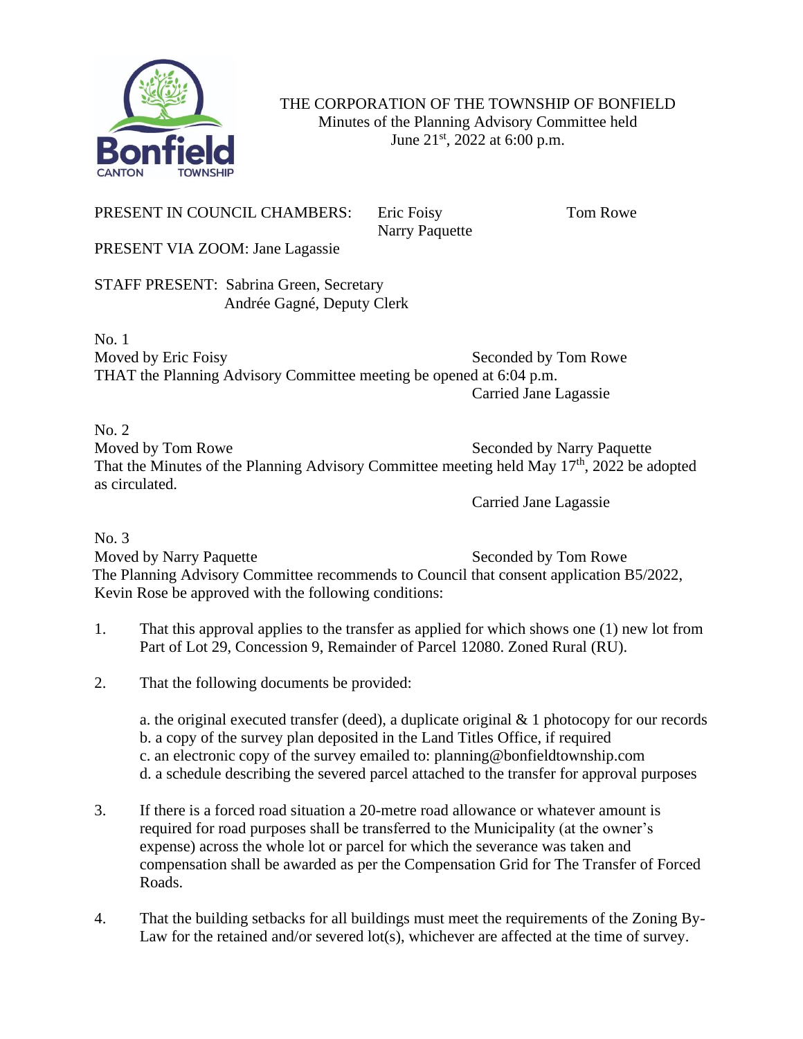THE CORPORATION OF THE TOWNSHIP OF BONFIELD
Minutes of the Planning Advisory Committee held
June 21st, 2022 at 6:00 p.m.

PRESENT IN COUNCIL CHAMBERS: Eric Foisy, Narry Paquette, Tom Rowe

PRESENT VIA ZOOM: Jane Lagassie

STAFF PRESENT: Sabrina Green, Secretary
Andrée Gagné, Deputy Clerk

No. 1
Moved by Eric Foisy Seconded by Tom Rowe
THAT the Planning Advisory Committee meeting be opened at 6:04 p.m.
Carried Jane Lagassie

No. 2
Moved by Tom Rowe Seconded by Narry Paquette
That the Minutes of the Planning Advisory Committee meeting held May 17th, 2022 be adopted as circulated.
Carried Jane Lagassie

No. 3
Moved by Narry Paquette Seconded by Tom Rowe
The Planning Advisory Committee recommends to Council that consent application B5/2022, Kevin Rose be approved with the following conditions:

1. That this approval applies to the transfer as applied for which shows one (1) new lot from Part of Lot 29, Concession 9, Remainder of Parcel 12080. Zoned Rural (RU).

2. That the following documents be provided:

   a. the original executed transfer (deed), a duplicate original & 1 photocopy for our records
   b. a copy of the survey plan deposited in the Land Titles Office, if required
   c. an electronic copy of the survey emailed to: planning@bonfieldtownship.com
   d. a schedule describing the severed parcel attached to the transfer for approval purposes

3. If there is a forced road situation a 20-metre road allowance or whatever amount is required for road purposes shall be transferred to the Municipality (at the owner's expense) across the whole lot or parcel for which the severance was taken and compensation shall be awarded as per the Compensation Grid for The Transfer of Forced Roads.

4. That the building setbacks for all buildings must meet the requirements of the Zoning By-Law for the retained and/or severed lot(s), whichever are affected at the time of survey.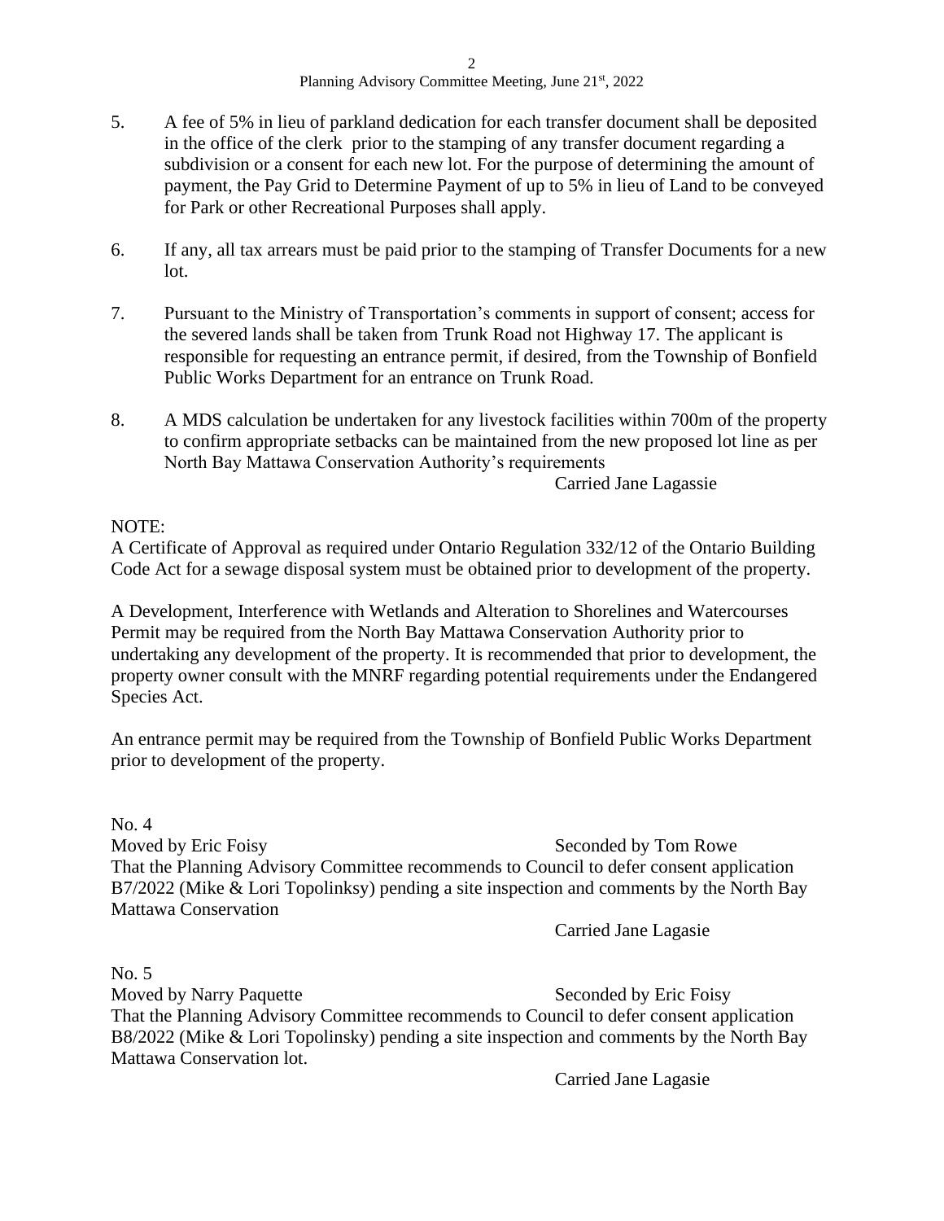5. A fee of 5% in lieu of parkland dedication for each transfer document shall be deposited in the office of the clerk prior to the stamping of any transfer document regarding a subdivision or a consent for each new lot. For the purpose of determining the amount of payment, the Pay Grid to Determine Payment of up to 5% in lieu of Land to be conveyed for Park or other Recreational Purposes shall apply.

6. If any, all tax arrears must be paid prior to the stamping of Transfer Documents for a new lot.

7. Pursuant to the Ministry of Transportation's comments in support of consent; access for the severed lands shall be taken from Trunk Road not Highway 17. The applicant is responsible for requesting an entrance permit, if desired, from the Township of Bonfield Public Works Department for an entrance on Trunk Road.

8. A MDS calculation be undertaken for any livestock facilities within 700m of the property to confirm appropriate setbacks can be maintained from the new proposed lot line as per North Bay Mattawa Conservation Authority's requirements

Carried Jane Lagassie

NOTE:
A Certificate of Approval as required under Ontario Regulation 332/12 of the Ontario Building Code Act for a sewage disposal system must be obtained prior to development of the property.

A Development, Interference with Wetlands and Alteration to Shorelines and Watercourses Permit may be required from the North Bay Mattawa Conservation Authority prior to undertaking any development of the property. It is recommended that prior to development, the property owner consult with the MNRF regarding potential requirements under the Endangered Species Act.

An entrance permit may be required from the Township of Bonfield Public Works Department prior to development of the property.

No. 4
Moved by Eric Foisy Seconded by Tom Rowe
That the Planning Advisory Committee recommends to Council to defer consent application B7/2022 (Mike & Lori Topolinksy) pending a site inspection and comments by the North Bay Mattawa Conservation

Carried Jane Lagasie

No. 5
Moved by Narry Paquette Seconded by Eric Foisy
That the Planning Advisory Committee recommends to Council to defer consent application B8/2022 (Mike & Lori Topolinsky) pending a site inspection and comments by the North Bay Mattawa Conservation lot.

Carried Jane Lagasie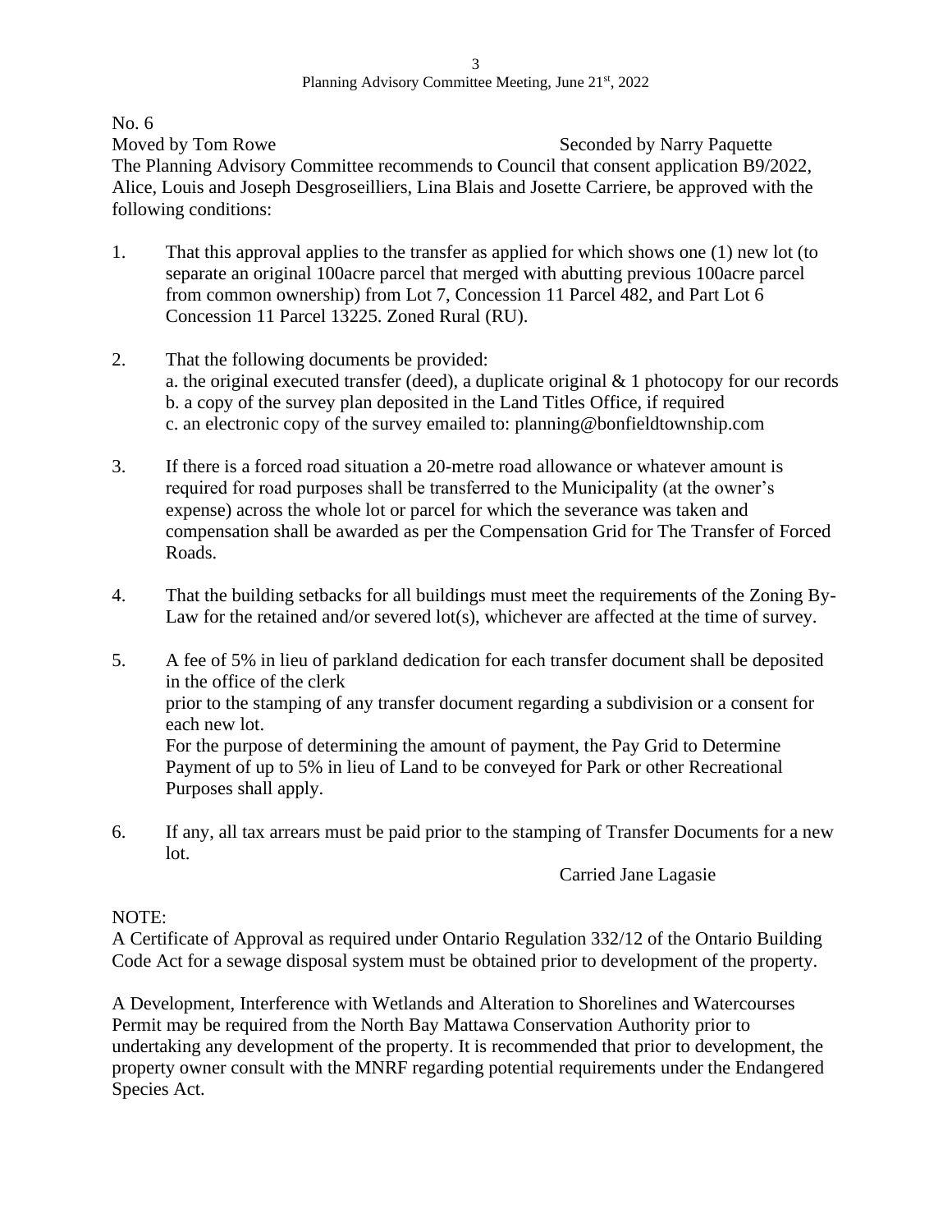No. 6

Moved by Tom Rowe Seconded by Narry Paquette

The Planning Advisory Committee recommends to Council that consent application B9/2022, Alice, Louis and Joseph Desgroseilliers, Lina Blais and Josette Carriere, be approved with the following conditions:

1. That this approval applies to the transfer as applied for which shows one (1) new lot (to separate an original 100acre parcel that merged with abutting previous 100acre parcel from common ownership) from Lot 7, Concession 11 Parcel 482, and Part Lot 6 Concession 11 Parcel 13225. Zoned Rural (RU).

2. That the following documents be provided:
   a. the original executed transfer (deed), a duplicate original & 1 photocopy for our records
   b. a copy of the survey plan deposited in the Land Titles Office, if required
   c. an electronic copy of the survey emailed to: planning@bonfieldtownship.com

3. If there is a forced road situation a 20-metre road allowance or whatever amount is required for road purposes shall be transferred to the Municipality (at the owner's expense) across the whole lot or parcel for which the severance was taken and compensation shall be awarded as per the Compensation Grid for The Transfer of Forced Roads.

4. That the building setbacks for all buildings must meet the requirements of the Zoning By-Law for the retained and/or severed lot(s), whichever are affected at the time of survey.

5. A fee of 5% in lieu of parkland dedication for each transfer document shall be deposited in the office of the clerk
   prior to the stamping of any transfer document regarding a subdivision or a consent for each new lot.
   For the purpose of determining the amount of payment, the Pay Grid to Determine Payment of up to 5% in lieu of Land to be conveyed for Park or other Recreational Purposes shall apply.

6. If any, all tax arrears must be paid prior to the stamping of Transfer Documents for a new lot.

Carried Jane Lagasie

NOTE:

A Certificate of Approval as required under Ontario Regulation 332/12 of the Ontario Building Code Act for a sewage disposal system must be obtained prior to development of the property.

A Development, Interference with Wetlands and Alteration to Shorelines and Watercourses Permit may be required from the North Bay Mattawa Conservation Authority prior to undertaking any development of the property. It is recommended that prior to development, the property owner consult with the MNRF regarding potential requirements under the Endangered Species Act.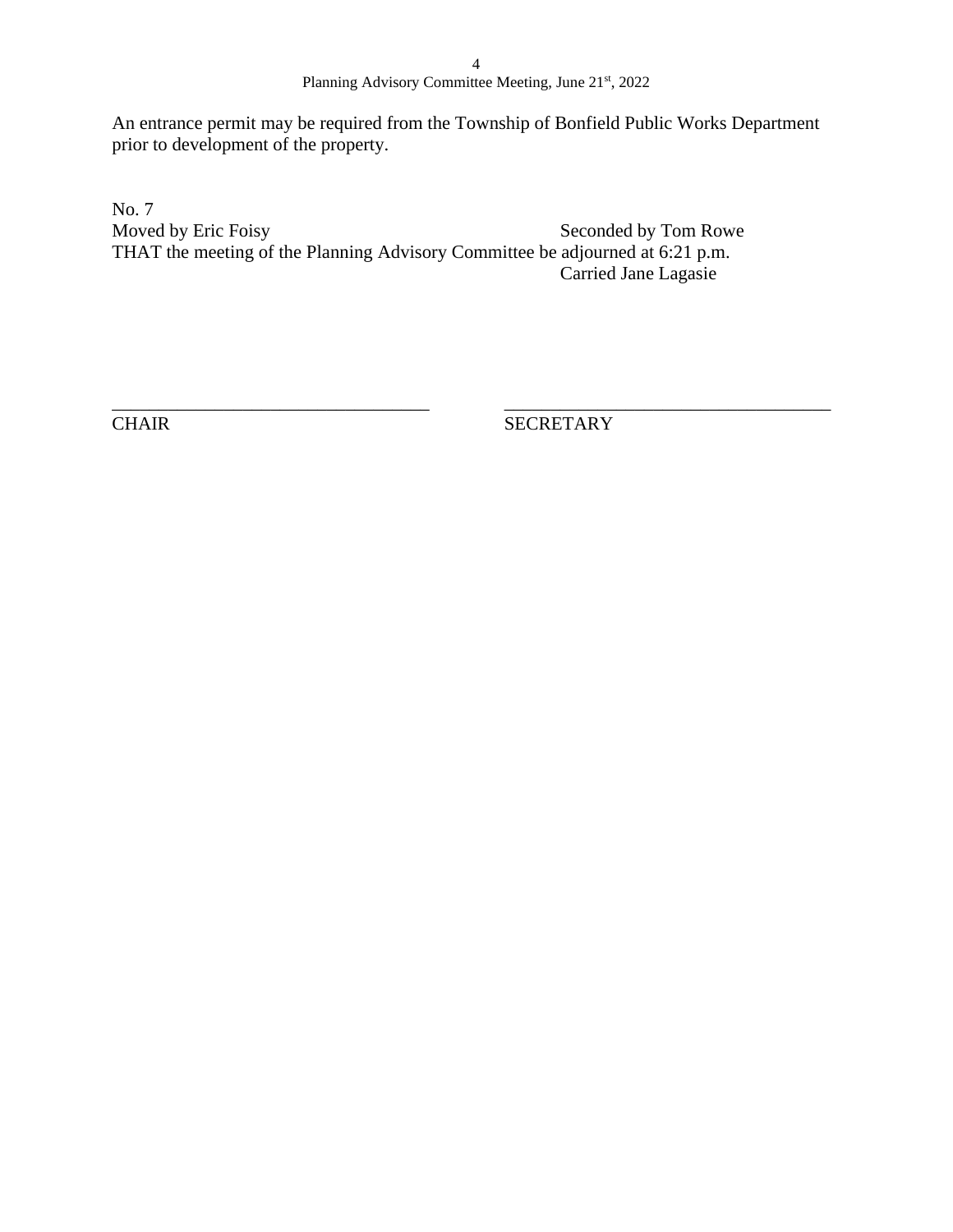An entrance permit may be required from the Township of Bonfield Public Works Department prior to development of the property.

No. 7
Moved by Eric Foisy                                                                   Seconded by Tom Rowe
THAT the meeting of the Planning Advisory Committee be adjourned at 6:21 p.m.
Carried Jane Lagasie

___________________________________          ___________________________________
CHAIR                                                                    SECRETARY